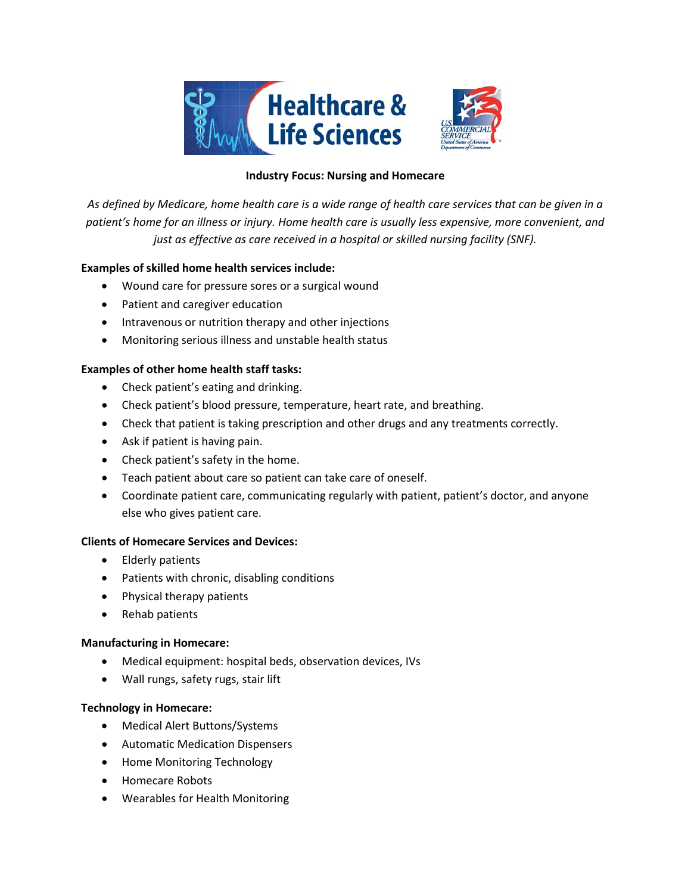Healthcare & Life Sciences

U.S. COMMERCIAL SERVICE
United States of America
Department of Commerce

**Industry Focus: Nursing and Homecare**

*As defined by Medicare, home health care is a wide range of health care services that can be given in a patient's home for an illness or injury. Home health care is usually less expensive, more convenient, and just as effective as care received in a hospital or skilled nursing facility (SNF).*

**Examples of skilled home health services include:**

- Wound care for pressure sores or a surgical wound
- Patient and caregiver education
- Intravenous or nutrition therapy and other injections
- Monitoring serious illness and unstable health status

**Examples of other home health staff tasks:**

- Check patient's eating and drinking.
- Check patient's blood pressure, temperature, heart rate, and breathing.
- Check that patient is taking prescription and other drugs and any treatments correctly.
- Ask if patient is having pain.
- Check patient's safety in the home.
- Teach patient about care so patient can take care of oneself.
- Coordinate patient care, communicating regularly with patient, patient's doctor, and anyone else who gives patient care.

**Clients of Homecare Services and Devices:**

- Elderly patients
- Patients with chronic, disabling conditions
- Physical therapy patients
- Rehab patients

**Manufacturing in Homecare:**

- Medical equipment: hospital beds, observation devices, IVs
- Wall rungs, safety rugs, stair lift

**Technology in Homecare:**

- Medical Alert Buttons/Systems
- Automatic Medication Dispensers
- Home Monitoring Technology
- Homecare Robots
- Wearables for Health Monitoring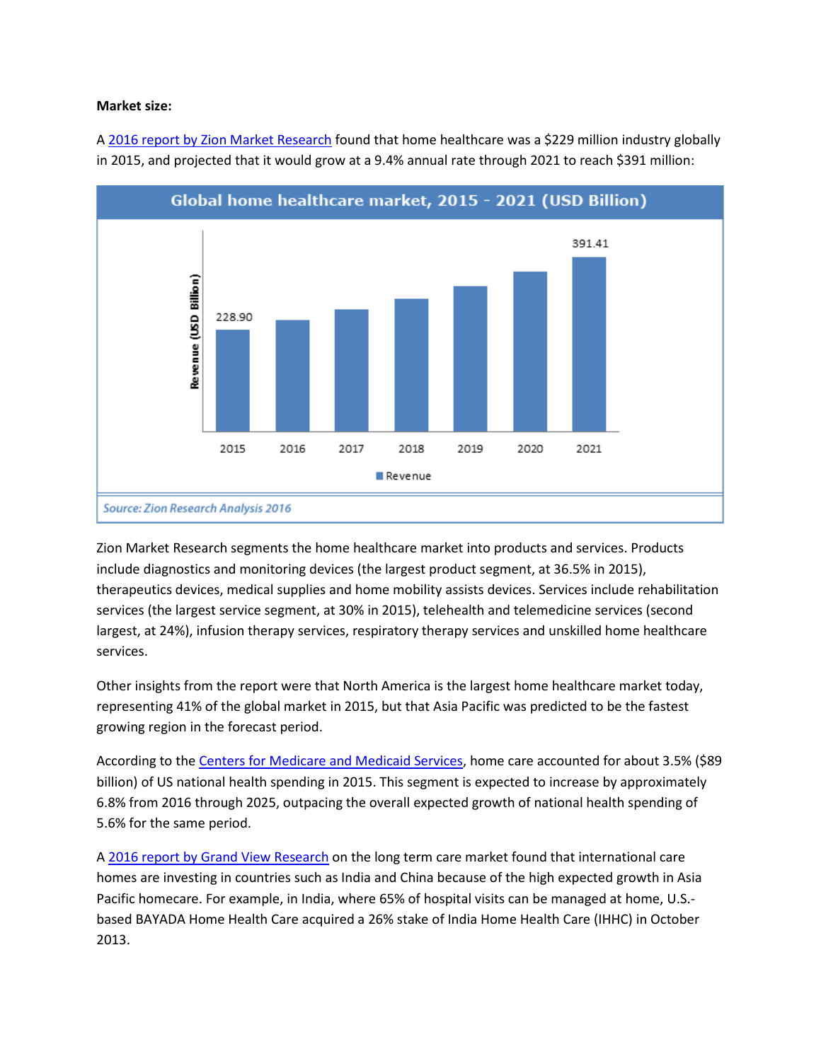**Market size:**

A 2016 report by Zion Market Research found that home healthcare was a $229 million industry globally in 2015, and projected that it would grow at a 9.4% annual rate through 2021 to reach $391 million:

**Global home healthcare market, 2015 - 2021 (USD Billion)**

| Year | Revenue (USD Billion) |
|---|---|
| 2015 | 228.90 |
| 2016 | |
| 2017 | |
| 2018 | |
| 2019 | |
| 2020 | |
| 2021 | 391.41 |

*Source: Zion Research Analysis 2016*

Zion Market Research segments the home healthcare market into products and services. Products include diagnostics and monitoring devices (the largest product segment, at 36.5% in 2015), therapeutics devices, medical supplies and home mobility assists devices. Services include rehabilitation services (the largest service segment, at 30% in 2015), telehealth and telemedicine services (second largest, at 24%), infusion therapy services, respiratory therapy services and unskilled home healthcare services.

Other insights from the report were that North America is the largest home healthcare market today, representing 41% of the global market in 2015, but that Asia Pacific was predicted to be the fastest growing region in the forecast period.

According to the Centers for Medicare and Medicaid Services, home care accounted for about 3.5% ($89 billion) of US national health spending in 2015. This segment is expected to increase by approximately 6.8% from 2016 through 2025, outpacing the overall expected growth of national health spending of 5.6% for the same period.

A 2016 report by Grand View Research on the long term care market found that international care homes are investing in countries such as India and China because of the high expected growth in Asia Pacific homecare. For example, in India, where 65% of hospital visits can be managed at home, U.S.-based BAYADA Home Health Care acquired a 26% stake of India Home Health Care (IHHC) in October 2013.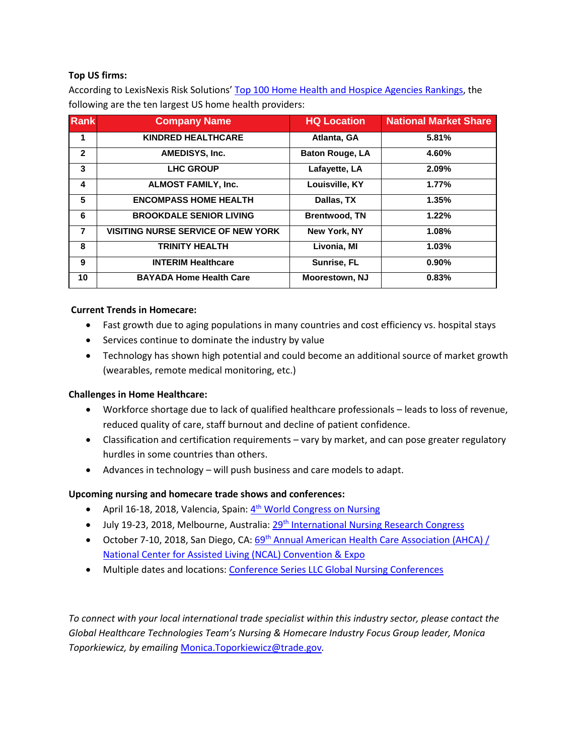**Top US firms:**

According to LexisNexis Risk Solutions' Top 100 Home Health and Hospice Agencies Rankings, the following are the ten largest US home health providers:

| Rank | Company Name | HQ Location | National Market Share |
|---|---|---|---|
| 1 | KINDRED HEALTHCARE | Atlanta, GA | 5.81% |
| 2 | AMEDISYS, Inc. | Baton Rouge, LA | 4.60% |
| 3 | LHC GROUP | Lafayette, LA | 2.09% |
| 4 | ALMOST FAMILY, Inc. | Louisville, KY | 1.77% |
| 5 | ENCOMPASS HOME HEALTH | Dallas, TX | 1.35% |
| 6 | BROOKDALE SENIOR LIVING | Brentwood, TN | 1.22% |
| 7 | VISITING NURSE SERVICE OF NEW YORK | New York, NY | 1.08% |
| 8 | TRINITY HEALTH | Livonia, MI | 1.03% |
| 9 | INTERIM Healthcare | Sunrise, FL | 0.90% |
| 10 | BAYADA Home Health Care | Moorestown, NJ | 0.83% |

**Current Trends in Homecare:**

- Fast growth due to aging populations in many countries and cost efficiency vs. hospital stays
- Services continue to dominate the industry by value
- Technology has shown high potential and could become an additional source of market growth (wearables, remote medical monitoring, etc.)

**Challenges in Home Healthcare:**

- Workforce shortage due to lack of qualified healthcare professionals – leads to loss of revenue, reduced quality of care, staff burnout and decline of patient confidence.
- Classification and certification requirements – vary by market, and can pose greater regulatory hurdles in some countries than others.
- Advances in technology – will push business and care models to adapt.

**Upcoming nursing and homecare trade shows and conferences:**

- April 16-18, 2018, Valencia, Spain: 4th World Congress on Nursing
- July 19-23, 2018, Melbourne, Australia: 29th International Nursing Research Congress
- October 7-10, 2018, San Diego, CA: 69th Annual American Health Care Association (AHCA) / National Center for Assisted Living (NCAL) Convention & Expo
- Multiple dates and locations: Conference Series LLC Global Nursing Conferences

*To connect with your local international trade specialist within this industry sector, please contact the Global Healthcare Technologies Team's Nursing & Homecare Industry Focus Group leader, Monica Toporkiewicz, by emailing Monica.Toporkiewicz@trade.gov.*